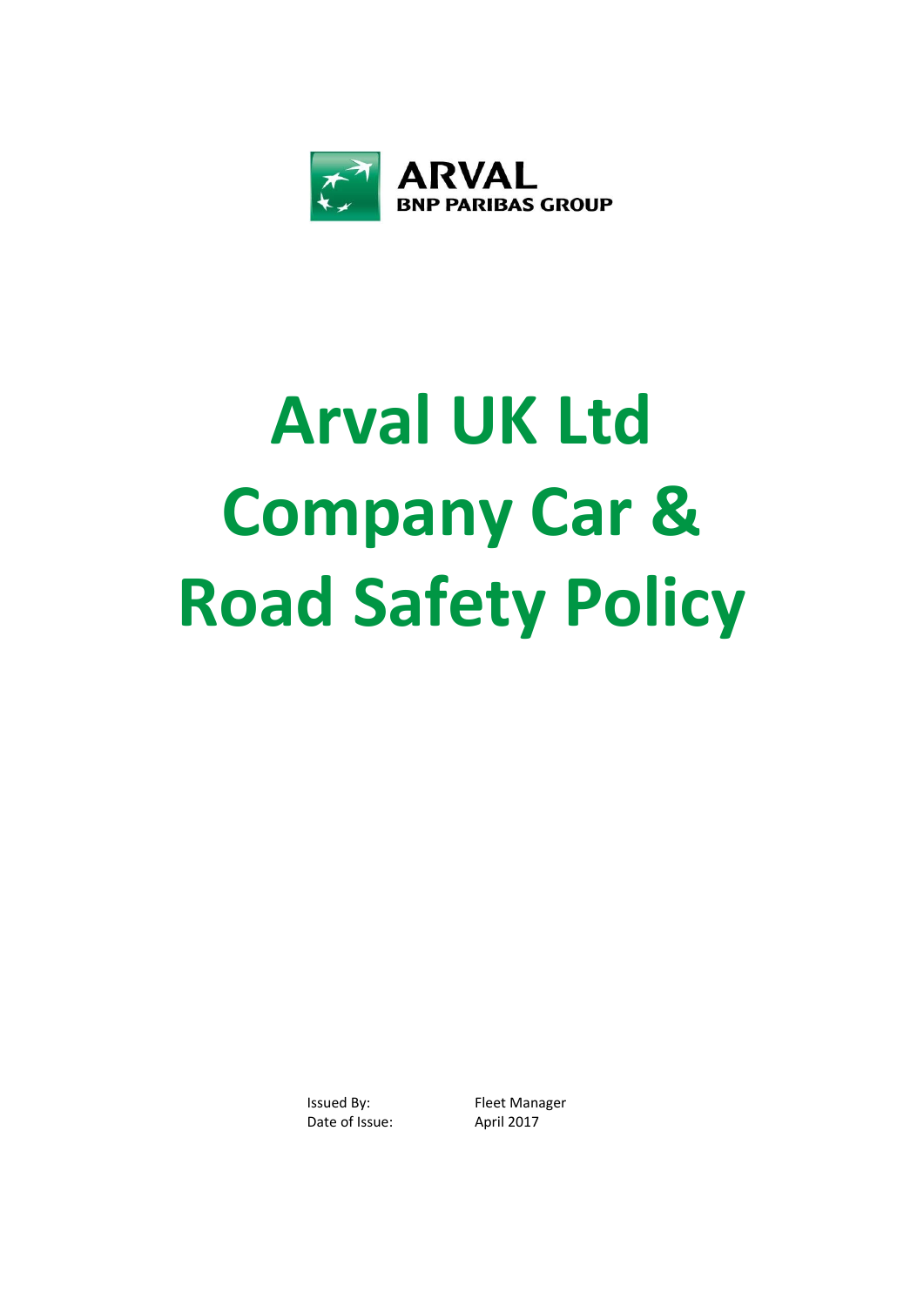ARVAL
BNP PARIBAS GROUP

# Arval UK Ltd Company Car & Road Safety Policy

| | |
|---|---|
| Issued By: | Fleet Manager |
| Date of Issue: | April 2017 |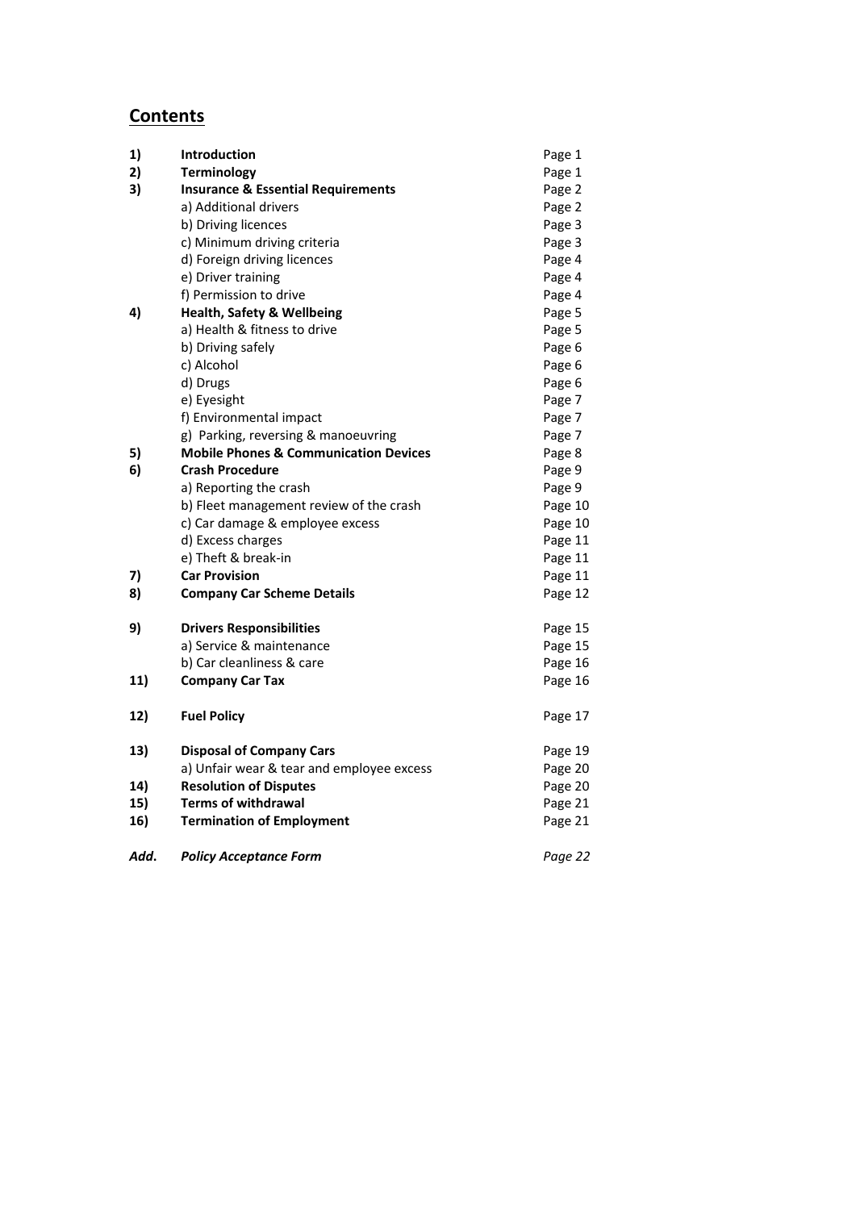## Contents

| | | |
|---|---|---|
| **1)** | **Introduction** | Page 1 |
| **2)** | **Terminology** | Page 1 |
| **3)** | **Insurance & Essential Requirements** | Page 2 |
| | a) Additional drivers | Page 2 |
| | b) Driving licences | Page 3 |
| | c) Minimum driving criteria | Page 3 |
| | d) Foreign driving licences | Page 4 |
| | e) Driver training | Page 4 |
| | f) Permission to drive | Page 4 |
| **4)** | **Health, Safety & Wellbeing** | Page 5 |
| | a) Health & fitness to drive | Page 5 |
| | b) Driving safely | Page 6 |
| | c) Alcohol | Page 6 |
| | d) Drugs | Page 6 |
| | e) Eyesight | Page 7 |
| | f) Environmental impact | Page 7 |
| | g) Parking, reversing & manoeuvring | Page 7 |
| **5)** | **Mobile Phones & Communication Devices** | Page 8 |
| **6)** | **Crash Procedure** | Page 9 |
| | a) Reporting the crash | Page 9 |
| | b) Fleet management review of the crash | Page 10 |
| | c) Car damage & employee excess | Page 10 |
| | d) Excess charges | Page 11 |
| | e) Theft & break-in | Page 11 |
| **7)** | **Car Provision** | Page 11 |
| **8)** | **Company Car Scheme Details** | Page 12 |
| **9)** | **Drivers Responsibilities** | Page 15 |
| | a) Service & maintenance | Page 15 |
| | b) Car cleanliness & care | Page 16 |
| **11)** | **Company Car Tax** | Page 16 |
| **12)** | **Fuel Policy** | Page 17 |
| **13)** | **Disposal of Company Cars** | Page 19 |
| | a) Unfair wear & tear and employee excess | Page 20 |
| **14)** | **Resolution of Disputes** | Page 20 |
| **15)** | **Terms of withdrawal** | Page 21 |
| **16)** | **Termination of Employment** | Page 21 |
| ***Add.*** | ***Policy Acceptance Form*** | *Page 22* |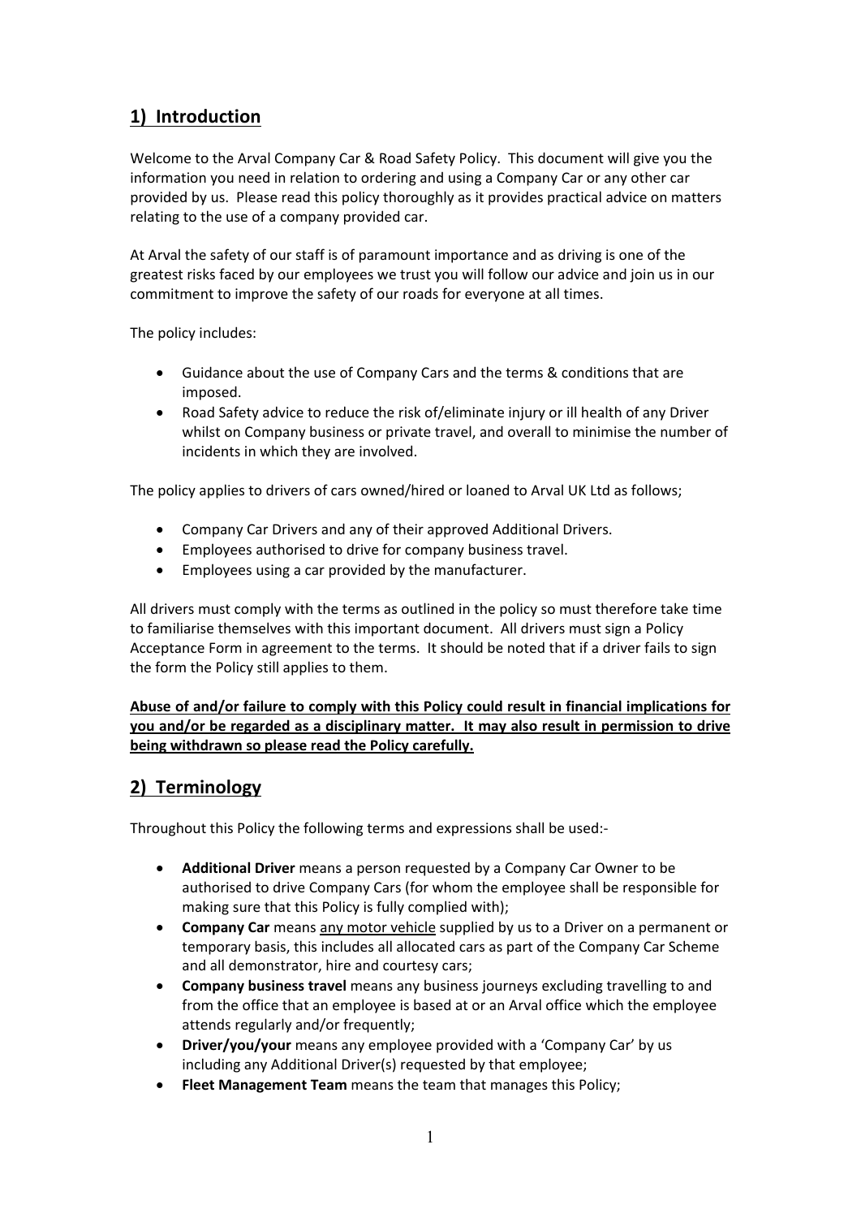## 1) Introduction

Welcome to the Arval Company Car & Road Safety Policy. This document will give you the information you need in relation to ordering and using a Company Car or any other car provided by us. Please read this policy thoroughly as it provides practical advice on matters relating to the use of a company provided car.

At Arval the safety of our staff is of paramount importance and as driving is one of the greatest risks faced by our employees we trust you will follow our advice and join us in our commitment to improve the safety of our roads for everyone at all times.

The policy includes:

- Guidance about the use of Company Cars and the terms & conditions that are imposed.
- Road Safety advice to reduce the risk of/eliminate injury or ill health of any Driver whilst on Company business or private travel, and overall to minimise the number of incidents in which they are involved.

The policy applies to drivers of cars owned/hired or loaned to Arval UK Ltd as follows;

- Company Car Drivers and any of their approved Additional Drivers.
- Employees authorised to drive for company business travel.
- Employees using a car provided by the manufacturer.

All drivers must comply with the terms as outlined in the policy so must therefore take time to familiarise themselves with this important document. All drivers must sign a Policy Acceptance Form in agreement to the terms. It should be noted that if a driver fails to sign the form the Policy still applies to them.

**Abuse of and/or failure to comply with this Policy could result in financial implications for you and/or be regarded as a disciplinary matter. It may also result in permission to drive being withdrawn so please read the Policy carefully.**

## 2) Terminology

Throughout this Policy the following terms and expressions shall be used:-

- **Additional Driver** means a person requested by a Company Car Owner to be authorised to drive Company Cars (for whom the employee shall be responsible for making sure that this Policy is fully complied with);
- **Company Car** means any motor vehicle supplied by us to a Driver on a permanent or temporary basis, this includes all allocated cars as part of the Company Car Scheme and all demonstrator, hire and courtesy cars;
- **Company business travel** means any business journeys excluding travelling to and from the office that an employee is based at or an Arval office which the employee attends regularly and/or frequently;
- **Driver/you/your** means any employee provided with a 'Company Car' by us including any Additional Driver(s) requested by that employee;
- **Fleet Management Team** means the team that manages this Policy;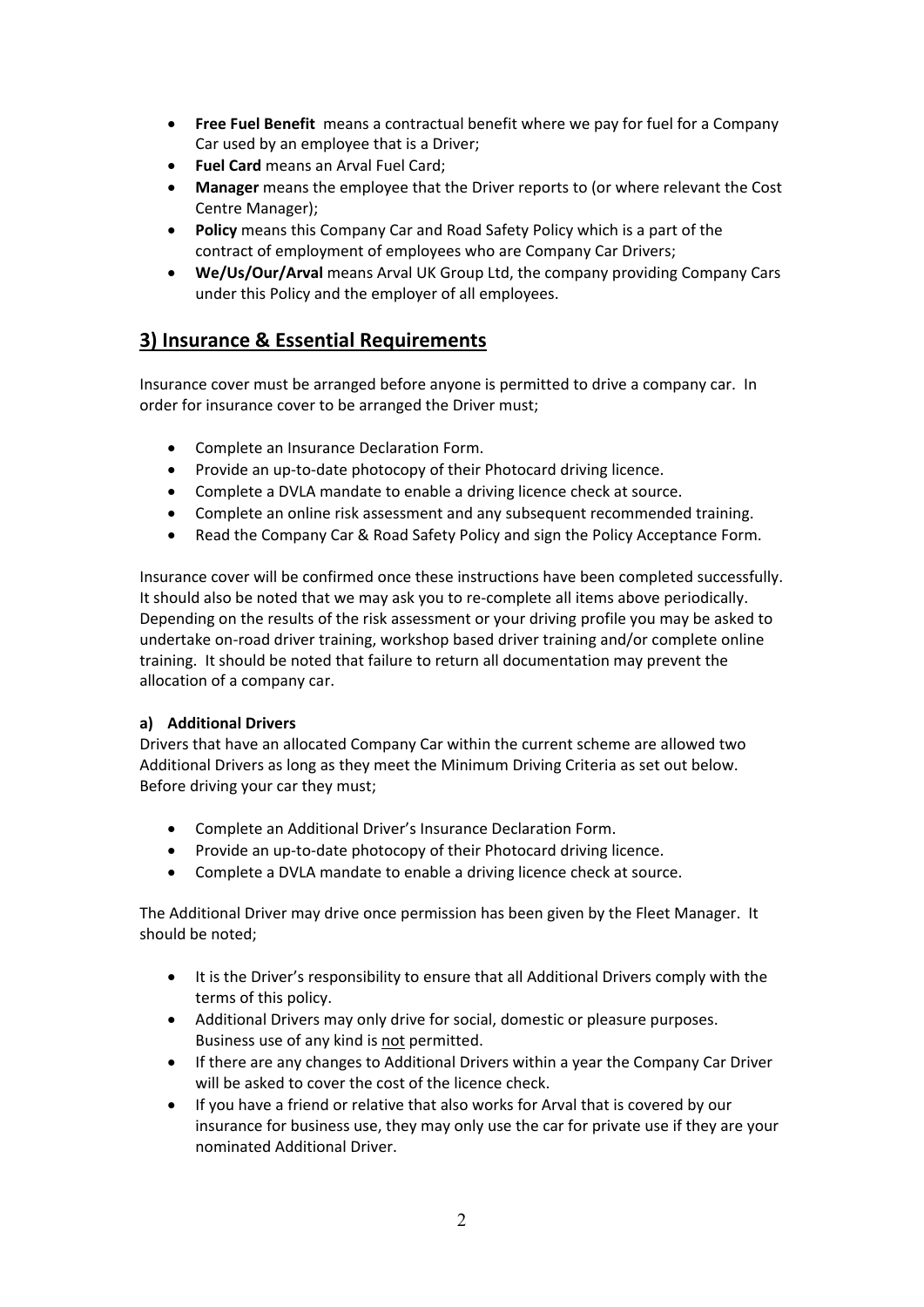- **Free Fuel Benefit** means a contractual benefit where we pay for fuel for a Company Car used by an employee that is a Driver;
- **Fuel Card** means an Arval Fuel Card;
- **Manager** means the employee that the Driver reports to (or where relevant the Cost Centre Manager);
- **Policy** means this Company Car and Road Safety Policy which is a part of the contract of employment of employees who are Company Car Drivers;
- **We/Us/Our/Arval** means Arval UK Group Ltd, the company providing Company Cars under this Policy and the employer of all employees.

## 3) Insurance & Essential Requirements

Insurance cover must be arranged before anyone is permitted to drive a company car. In order for insurance cover to be arranged the Driver must;

- Complete an Insurance Declaration Form.
- Provide an up-to-date photocopy of their Photocard driving licence.
- Complete a DVLA mandate to enable a driving licence check at source.
- Complete an online risk assessment and any subsequent recommended training.
- Read the Company Car & Road Safety Policy and sign the Policy Acceptance Form.

Insurance cover will be confirmed once these instructions have been completed successfully. It should also be noted that we may ask you to re-complete all items above periodically. Depending on the results of the risk assessment or your driving profile you may be asked to undertake on-road driver training, workshop based driver training and/or complete online training. It should be noted that failure to return all documentation may prevent the allocation of a company car.

**a) Additional Drivers**

Drivers that have an allocated Company Car within the current scheme are allowed two Additional Drivers as long as they meet the Minimum Driving Criteria as set out below. Before driving your car they must;

- Complete an Additional Driver's Insurance Declaration Form.
- Provide an up-to-date photocopy of their Photocard driving licence.
- Complete a DVLA mandate to enable a driving licence check at source.

The Additional Driver may drive once permission has been given by the Fleet Manager. It should be noted;

- It is the Driver's responsibility to ensure that all Additional Drivers comply with the terms of this policy.
- Additional Drivers may only drive for social, domestic or pleasure purposes. Business use of any kind is <u>not</u> permitted.
- If there are any changes to Additional Drivers within a year the Company Car Driver will be asked to cover the cost of the licence check.
- If you have a friend or relative that also works for Arval that is covered by our insurance for business use, they may only use the car for private use if they are your nominated Additional Driver.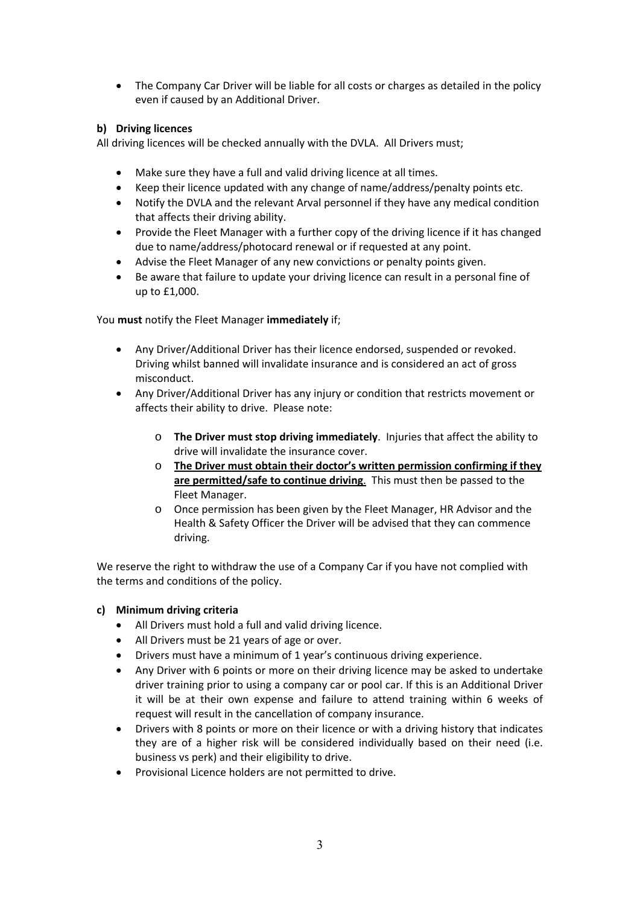- The Company Car Driver will be liable for all costs or charges as detailed in the policy even if caused by an Additional Driver.

**b) Driving licences**

All driving licences will be checked annually with the DVLA. All Drivers must;

- Make sure they have a full and valid driving licence at all times.
- Keep their licence updated with any change of name/address/penalty points etc.
- Notify the DVLA and the relevant Arval personnel if they have any medical condition that affects their driving ability.
- Provide the Fleet Manager with a further copy of the driving licence if it has changed due to name/address/photocard renewal or if requested at any point.
- Advise the Fleet Manager of any new convictions or penalty points given.
- Be aware that failure to update your driving licence can result in a personal fine of up to £1,000.

You **must** notify the Fleet Manager **immediately** if;

- Any Driver/Additional Driver has their licence endorsed, suspended or revoked. Driving whilst banned will invalidate insurance and is considered an act of gross misconduct.
- Any Driver/Additional Driver has any injury or condition that restricts movement or affects their ability to drive. Please note:
    - **The Driver must stop driving immediately**. Injuries that affect the ability to drive will invalidate the insurance cover.
    - **<u>The Driver must obtain their doctor's written permission confirming if they are permitted/safe to continue driving</u>**. This must then be passed to the Fleet Manager.
    - Once permission has been given by the Fleet Manager, HR Advisor and the Health & Safety Officer the Driver will be advised that they can commence driving.

We reserve the right to withdraw the use of a Company Car if you have not complied with the terms and conditions of the policy.

**c) Minimum driving criteria**

- All Drivers must hold a full and valid driving licence.
- All Drivers must be 21 years of age or over.
- Drivers must have a minimum of 1 year's continuous driving experience.
- Any Driver with 6 points or more on their driving licence may be asked to undertake driver training prior to using a company car or pool car. If this is an Additional Driver it will be at their own expense and failure to attend training within 6 weeks of request will result in the cancellation of company insurance.
- Drivers with 8 points or more on their licence or with a driving history that indicates they are of a higher risk will be considered individually based on their need (i.e. business vs perk) and their eligibility to drive.
- Provisional Licence holders are not permitted to drive.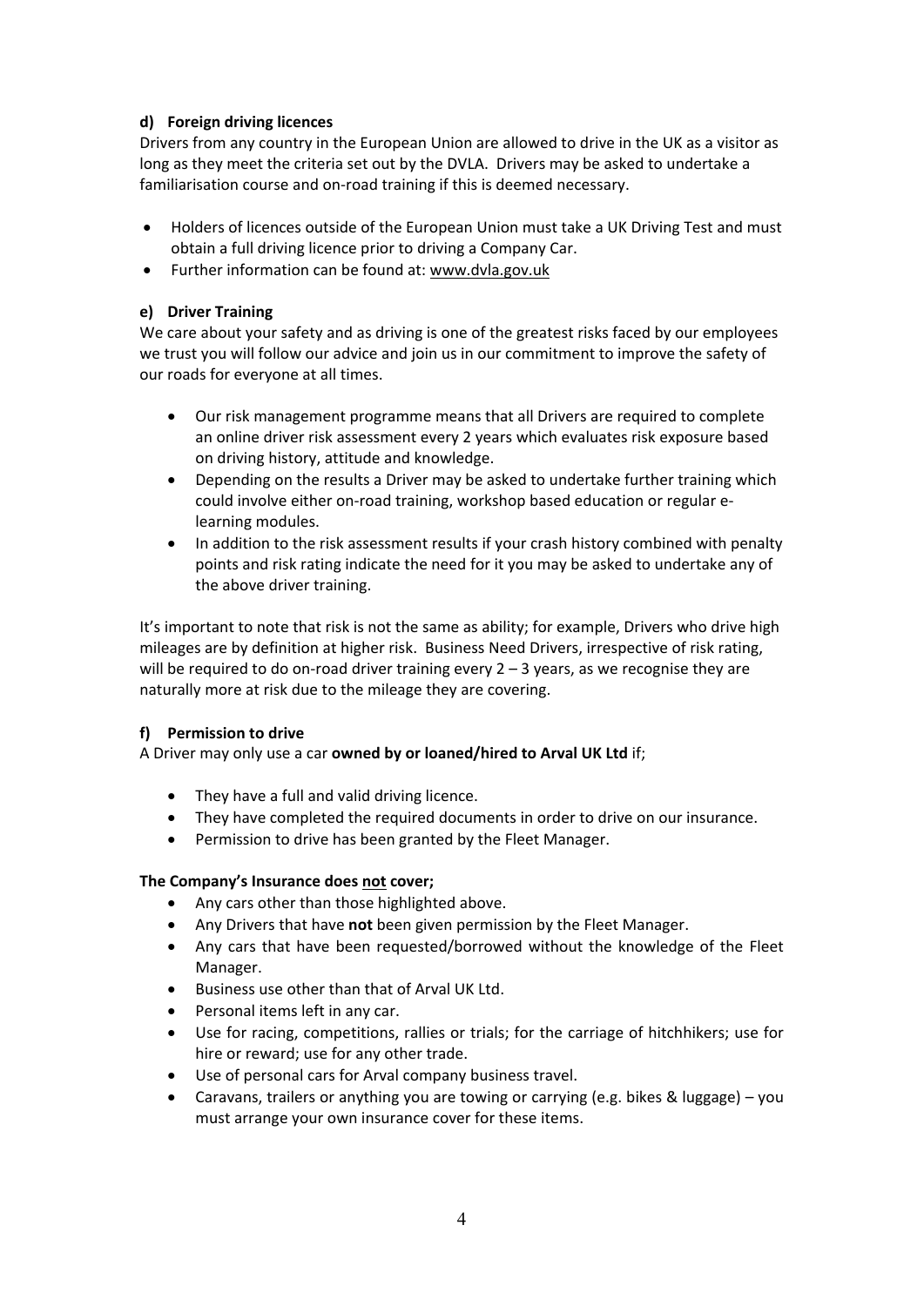#### d) Foreign driving licences

Drivers from any country in the European Union are allowed to drive in the UK as a visitor as long as they meet the criteria set out by the DVLA. Drivers may be asked to undertake a familiarisation course and on-road training if this is deemed necessary.

- Holders of licences outside of the European Union must take a UK Driving Test and must obtain a full driving licence prior to driving a Company Car.
- Further information can be found at: www.dvla.gov.uk

#### e) Driver Training

We care about your safety and as driving is one of the greatest risks faced by our employees we trust you will follow our advice and join us in our commitment to improve the safety of our roads for everyone at all times.

- Our risk management programme means that all Drivers are required to complete an online driver risk assessment every 2 years which evaluates risk exposure based on driving history, attitude and knowledge.
- Depending on the results a Driver may be asked to undertake further training which could involve either on-road training, workshop based education or regular e-learning modules.
- In addition to the risk assessment results if your crash history combined with penalty points and risk rating indicate the need for it you may be asked to undertake any of the above driver training.

It's important to note that risk is not the same as ability; for example, Drivers who drive high mileages are by definition at higher risk. Business Need Drivers, irrespective of risk rating, will be required to do on-road driver training every 2 – 3 years, as we recognise they are naturally more at risk due to the mileage they are covering.

#### f) Permission to drive

A Driver may only use a car **owned by or loaned/hired to Arval UK Ltd** if;

- They have a full and valid driving licence.
- They have completed the required documents in order to drive on our insurance.
- Permission to drive has been granted by the Fleet Manager.

**The Company's Insurance does <u>not</u> cover;**

- Any cars other than those highlighted above.
- Any Drivers that have **not** been given permission by the Fleet Manager.
- Any cars that have been requested/borrowed without the knowledge of the Fleet Manager.
- Business use other than that of Arval UK Ltd.
- Personal items left in any car.
- Use for racing, competitions, rallies or trials; for the carriage of hitchhikers; use for hire or reward; use for any other trade.
- Use of personal cars for Arval company business travel.
- Caravans, trailers or anything you are towing or carrying (e.g. bikes & luggage) – you must arrange your own insurance cover for these items.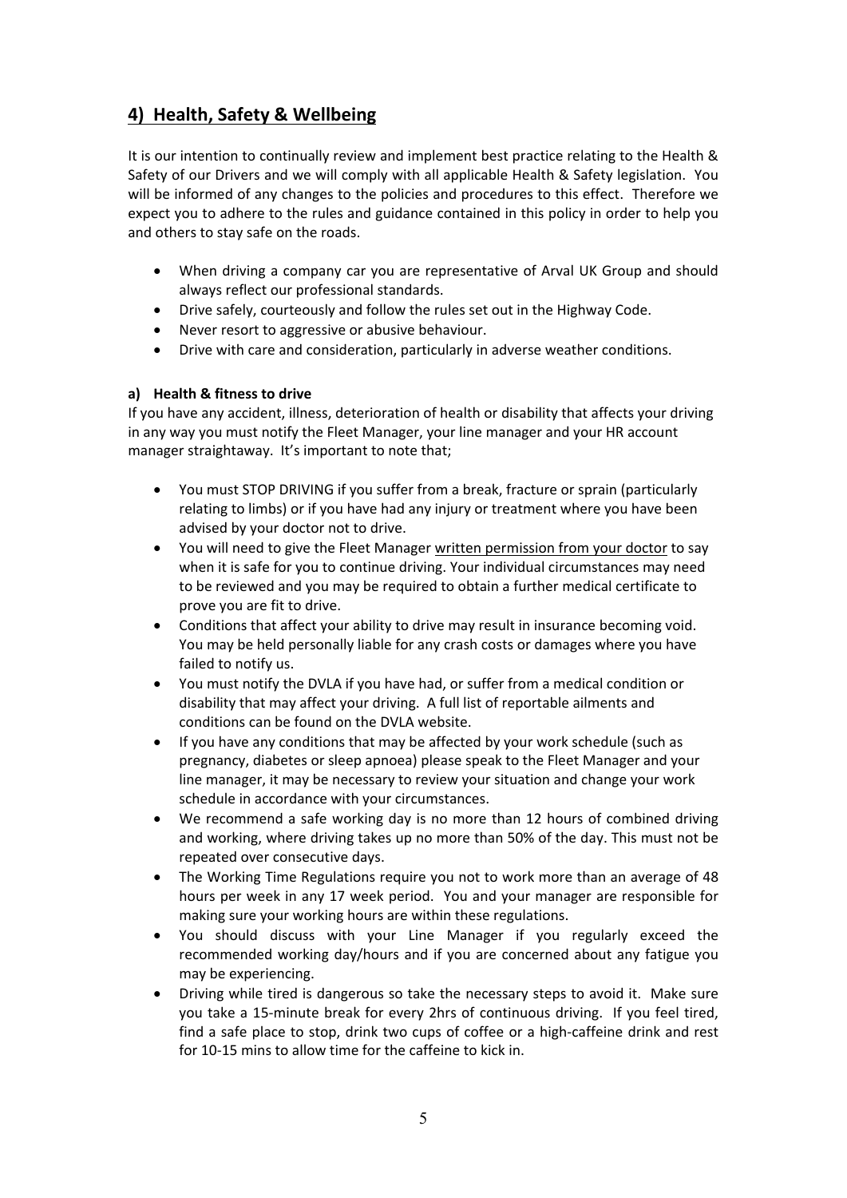## 4) Health, Safety & Wellbeing

It is our intention to continually review and implement best practice relating to the Health & Safety of our Drivers and we will comply with all applicable Health & Safety legislation. You will be informed of any changes to the policies and procedures to this effect. Therefore we expect you to adhere to the rules and guidance contained in this policy in order to help you and others to stay safe on the roads.

- When driving a company car you are representative of Arval UK Group and should always reflect our professional standards.
- Drive safely, courteously and follow the rules set out in the Highway Code.
- Never resort to aggressive or abusive behaviour.
- Drive with care and consideration, particularly in adverse weather conditions.

**a) Health & fitness to drive**

If you have any accident, illness, deterioration of health or disability that affects your driving in any way you must notify the Fleet Manager, your line manager and your HR account manager straightaway. It's important to note that;

- You must STOP DRIVING if you suffer from a break, fracture or sprain (particularly relating to limbs) or if you have had any injury or treatment where you have been advised by your doctor not to drive.
- You will need to give the Fleet Manager <u>written permission from your doctor</u> to say when it is safe for you to continue driving. Your individual circumstances may need to be reviewed and you may be required to obtain a further medical certificate to prove you are fit to drive.
- Conditions that affect your ability to drive may result in insurance becoming void. You may be held personally liable for any crash costs or damages where you have failed to notify us.
- You must notify the DVLA if you have had, or suffer from a medical condition or disability that may affect your driving. A full list of reportable ailments and conditions can be found on the DVLA website.
- If you have any conditions that may be affected by your work schedule (such as pregnancy, diabetes or sleep apnoea) please speak to the Fleet Manager and your line manager, it may be necessary to review your situation and change your work schedule in accordance with your circumstances.
- We recommend a safe working day is no more than 12 hours of combined driving and working, where driving takes up no more than 50% of the day. This must not be repeated over consecutive days.
- The Working Time Regulations require you not to work more than an average of 48 hours per week in any 17 week period. You and your manager are responsible for making sure your working hours are within these regulations.
- You should discuss with your Line Manager if you regularly exceed the recommended working day/hours and if you are concerned about any fatigue you may be experiencing.
- Driving while tired is dangerous so take the necessary steps to avoid it. Make sure you take a 15-minute break for every 2hrs of continuous driving. If you feel tired, find a safe place to stop, drink two cups of coffee or a high-caffeine drink and rest for 10-15 mins to allow time for the caffeine to kick in.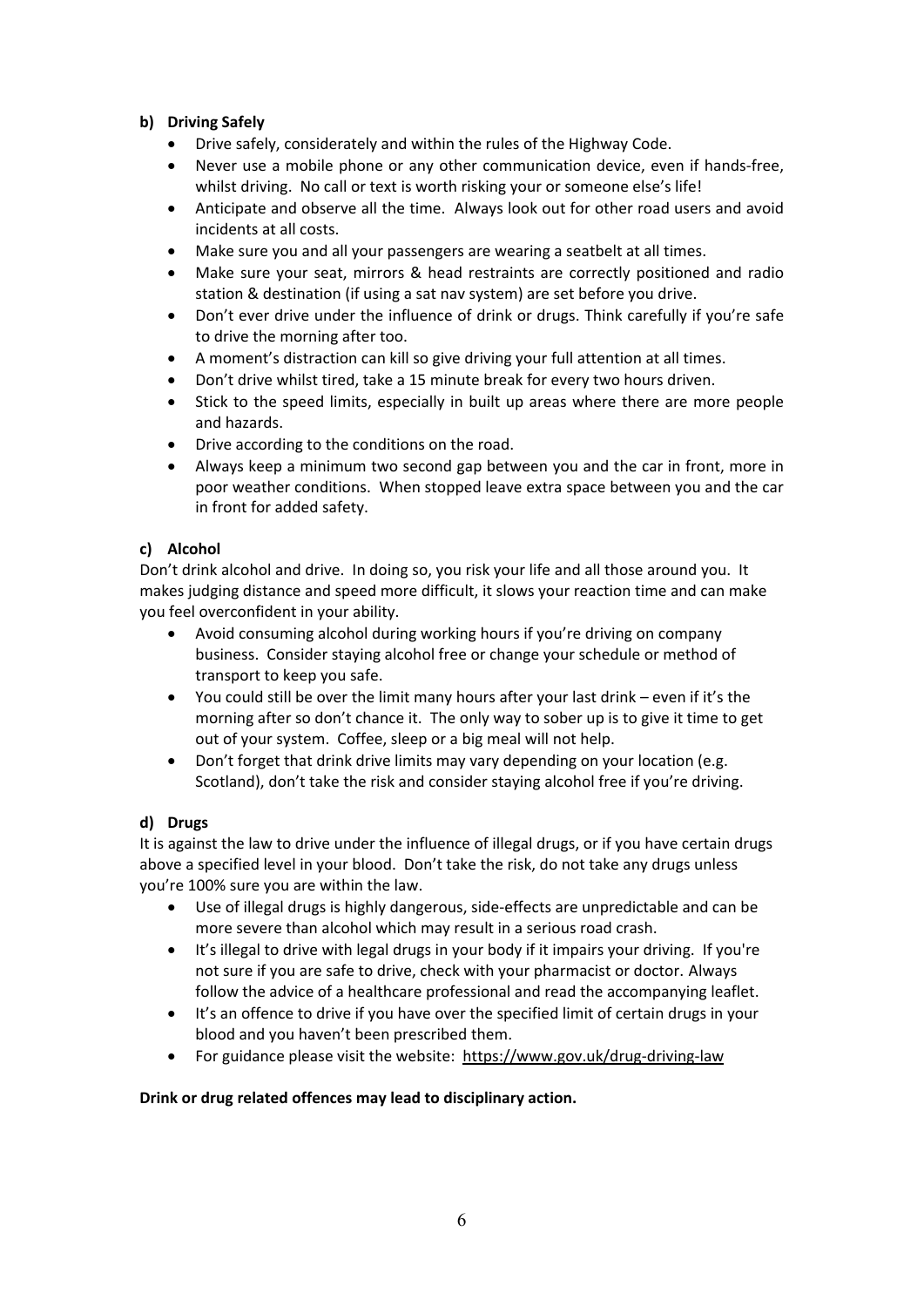**b) Driving Safely**

- Drive safely, considerately and within the rules of the Highway Code.
- Never use a mobile phone or any other communication device, even if hands-free, whilst driving. No call or text is worth risking your or someone else's life!
- Anticipate and observe all the time. Always look out for other road users and avoid incidents at all costs.
- Make sure you and all your passengers are wearing a seatbelt at all times.
- Make sure your seat, mirrors & head restraints are correctly positioned and radio station & destination (if using a sat nav system) are set before you drive.
- Don't ever drive under the influence of drink or drugs. Think carefully if you're safe to drive the morning after too.
- A moment's distraction can kill so give driving your full attention at all times.
- Don't drive whilst tired, take a 15 minute break for every two hours driven.
- Stick to the speed limits, especially in built up areas where there are more people and hazards.
- Drive according to the conditions on the road.
- Always keep a minimum two second gap between you and the car in front, more in poor weather conditions. When stopped leave extra space between you and the car in front for added safety.

**c) Alcohol**

Don't drink alcohol and drive. In doing so, you risk your life and all those around you. It makes judging distance and speed more difficult, it slows your reaction time and can make you feel overconfident in your ability.

- Avoid consuming alcohol during working hours if you're driving on company business. Consider staying alcohol free or change your schedule or method of transport to keep you safe.
- You could still be over the limit many hours after your last drink – even if it's the morning after so don't chance it. The only way to sober up is to give it time to get out of your system. Coffee, sleep or a big meal will not help.
- Don't forget that drink drive limits may vary depending on your location (e.g. Scotland), don't take the risk and consider staying alcohol free if you're driving.

**d) Drugs**

It is against the law to drive under the influence of illegal drugs, or if you have certain drugs above a specified level in your blood. Don't take the risk, do not take any drugs unless you're 100% sure you are within the law.

- Use of illegal drugs is highly dangerous, side-effects are unpredictable and can be more severe than alcohol which may result in a serious road crash.
- It's illegal to drive with legal drugs in your body if it impairs your driving. If you're not sure if you are safe to drive, check with your pharmacist or doctor. Always follow the advice of a healthcare professional and read the accompanying leaflet.
- It's an offence to drive if you have over the specified limit of certain drugs in your blood and you haven't been prescribed them.
- For guidance please visit the website: https://www.gov.uk/drug-driving-law

**Drink or drug related offences may lead to disciplinary action.**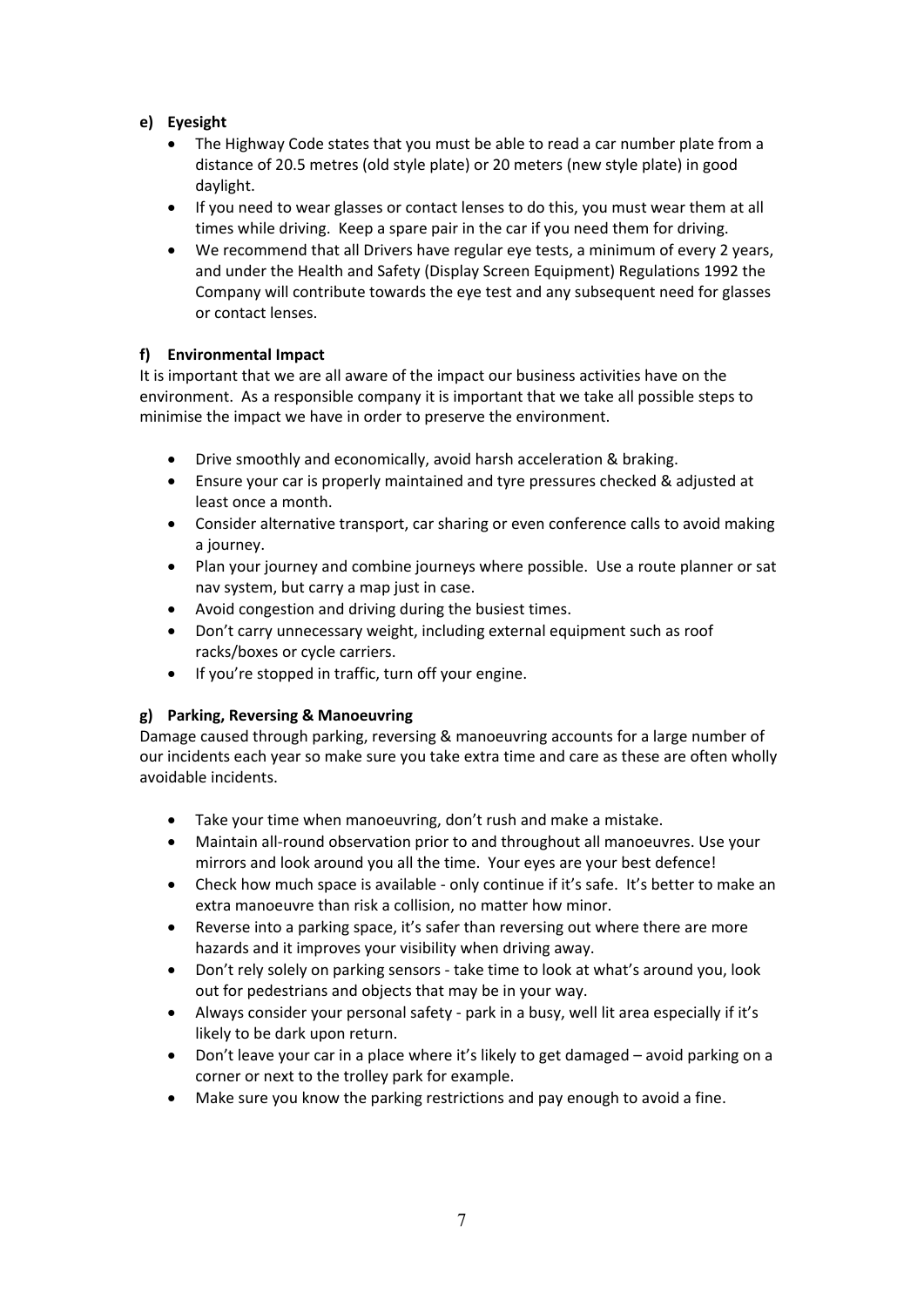**e) Eyesight**

- The Highway Code states that you must be able to read a car number plate from a distance of 20.5 metres (old style plate) or 20 meters (new style plate) in good daylight.
- If you need to wear glasses or contact lenses to do this, you must wear them at all times while driving. Keep a spare pair in the car if you need them for driving.
- We recommend that all Drivers have regular eye tests, a minimum of every 2 years, and under the Health and Safety (Display Screen Equipment) Regulations 1992 the Company will contribute towards the eye test and any subsequent need for glasses or contact lenses.

**f) Environmental Impact**

It is important that we are all aware of the impact our business activities have on the environment. As a responsible company it is important that we take all possible steps to minimise the impact we have in order to preserve the environment.

- Drive smoothly and economically, avoid harsh acceleration & braking.
- Ensure your car is properly maintained and tyre pressures checked & adjusted at least once a month.
- Consider alternative transport, car sharing or even conference calls to avoid making a journey.
- Plan your journey and combine journeys where possible. Use a route planner or sat nav system, but carry a map just in case.
- Avoid congestion and driving during the busiest times.
- Don't carry unnecessary weight, including external equipment such as roof racks/boxes or cycle carriers.
- If you're stopped in traffic, turn off your engine.

**g) Parking, Reversing & Manoeuvring**

Damage caused through parking, reversing & manoeuvring accounts for a large number of our incidents each year so make sure you take extra time and care as these are often wholly avoidable incidents.

- Take your time when manoeuvring, don't rush and make a mistake.
- Maintain all-round observation prior to and throughout all manoeuvres. Use your mirrors and look around you all the time. Your eyes are your best defence!
- Check how much space is available - only continue if it's safe. It's better to make an extra manoeuvre than risk a collision, no matter how minor.
- Reverse into a parking space, it's safer than reversing out where there are more hazards and it improves your visibility when driving away.
- Don't rely solely on parking sensors - take time to look at what's around you, look out for pedestrians and objects that may be in your way.
- Always consider your personal safety - park in a busy, well lit area especially if it's likely to be dark upon return.
- Don't leave your car in a place where it's likely to get damaged – avoid parking on a corner or next to the trolley park for example.
- Make sure you know the parking restrictions and pay enough to avoid a fine.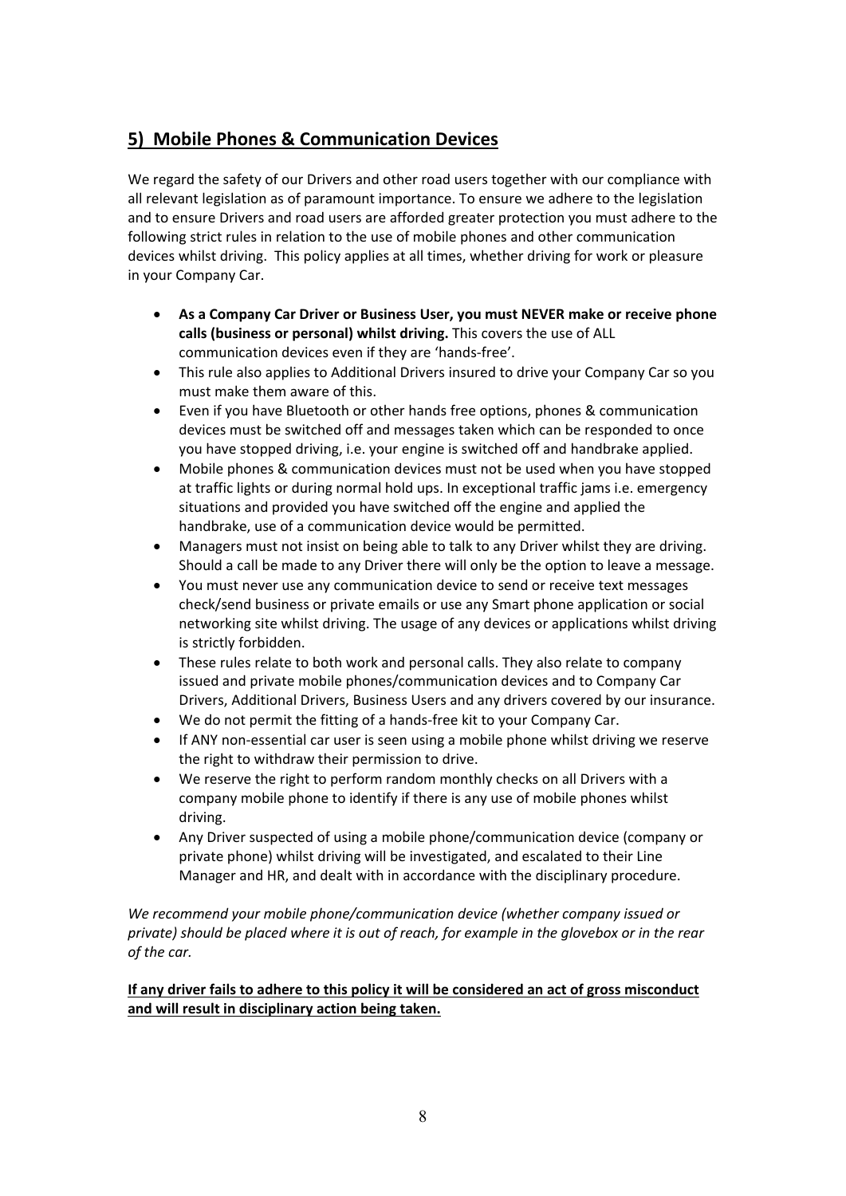## 5) Mobile Phones & Communication Devices

We regard the safety of our Drivers and other road users together with our compliance with all relevant legislation as of paramount importance. To ensure we adhere to the legislation and to ensure Drivers and road users are afforded greater protection you must adhere to the following strict rules in relation to the use of mobile phones and other communication devices whilst driving. This policy applies at all times, whether driving for work or pleasure in your Company Car.

- **As a Company Car Driver or Business User, you must NEVER make or receive phone calls (business or personal) whilst driving.** This covers the use of ALL communication devices even if they are 'hands-free'.
- This rule also applies to Additional Drivers insured to drive your Company Car so you must make them aware of this.
- Even if you have Bluetooth or other hands free options, phones & communication devices must be switched off and messages taken which can be responded to once you have stopped driving, i.e. your engine is switched off and handbrake applied.
- Mobile phones & communication devices must not be used when you have stopped at traffic lights or during normal hold ups. In exceptional traffic jams i.e. emergency situations and provided you have switched off the engine and applied the handbrake, use of a communication device would be permitted.
- Managers must not insist on being able to talk to any Driver whilst they are driving. Should a call be made to any Driver there will only be the option to leave a message.
- You must never use any communication device to send or receive text messages check/send business or private emails or use any Smart phone application or social networking site whilst driving. The usage of any devices or applications whilst driving is strictly forbidden.
- These rules relate to both work and personal calls. They also relate to company issued and private mobile phones/communication devices and to Company Car Drivers, Additional Drivers, Business Users and any drivers covered by our insurance.
- We do not permit the fitting of a hands-free kit to your Company Car.
- If ANY non-essential car user is seen using a mobile phone whilst driving we reserve the right to withdraw their permission to drive.
- We reserve the right to perform random monthly checks on all Drivers with a company mobile phone to identify if there is any use of mobile phones whilst driving.
- Any Driver suspected of using a mobile phone/communication device (company or private phone) whilst driving will be investigated, and escalated to their Line Manager and HR, and dealt with in accordance with the disciplinary procedure.

*We recommend your mobile phone/communication device (whether company issued or private) should be placed where it is out of reach, for example in the glovebox or in the rear of the car.*

**If any driver fails to adhere to this policy it will be considered an act of gross misconduct and will result in disciplinary action being taken.**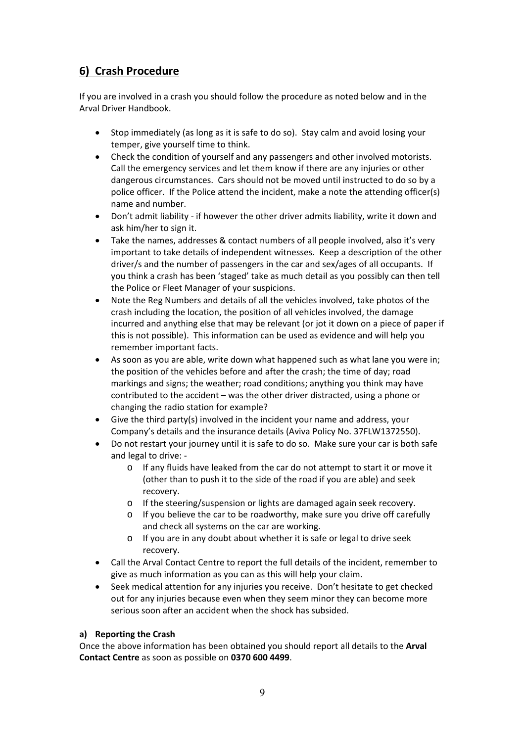## 6) Crash Procedure

If you are involved in a crash you should follow the procedure as noted below and in the Arval Driver Handbook.

- Stop immediately (as long as it is safe to do so). Stay calm and avoid losing your temper, give yourself time to think.
- Check the condition of yourself and any passengers and other involved motorists. Call the emergency services and let them know if there are any injuries or other dangerous circumstances. Cars should not be moved until instructed to do so by a police officer. If the Police attend the incident, make a note the attending officer(s) name and number.
- Don't admit liability - if however the other driver admits liability, write it down and ask him/her to sign it.
- Take the names, addresses & contact numbers of all people involved, also it's very important to take details of independent witnesses. Keep a description of the other driver/s and the number of passengers in the car and sex/ages of all occupants. If you think a crash has been 'staged' take as much detail as you possibly can then tell the Police or Fleet Manager of your suspicions.
- Note the Reg Numbers and details of all the vehicles involved, take photos of the crash including the location, the position of all vehicles involved, the damage incurred and anything else that may be relevant (or jot it down on a piece of paper if this is not possible). This information can be used as evidence and will help you remember important facts.
- As soon as you are able, write down what happened such as what lane you were in; the position of the vehicles before and after the crash; the time of day; road markings and signs; the weather; road conditions; anything you think may have contributed to the accident – was the other driver distracted, using a phone or changing the radio station for example?
- Give the third party(s) involved in the incident your name and address, your Company's details and the insurance details (Aviva Policy No. 37FLW1372550).
- Do not restart your journey until it is safe to do so. Make sure your car is both safe and legal to drive: -
  - If any fluids have leaked from the car do not attempt to start it or move it (other than to push it to the side of the road if you are able) and seek recovery.
  - If the steering/suspension or lights are damaged again seek recovery.
  - If you believe the car to be roadworthy, make sure you drive off carefully and check all systems on the car are working.
  - If you are in any doubt about whether it is safe or legal to drive seek recovery.
- Call the Arval Contact Centre to report the full details of the incident, remember to give as much information as you can as this will help your claim.
- Seek medical attention for any injuries you receive. Don't hesitate to get checked out for any injuries because even when they seem minor they can become more serious soon after an accident when the shock has subsided.

#### a) Reporting the Crash

Once the above information has been obtained you should report all details to the **Arval Contact Centre** as soon as possible on **0370 600 4499**.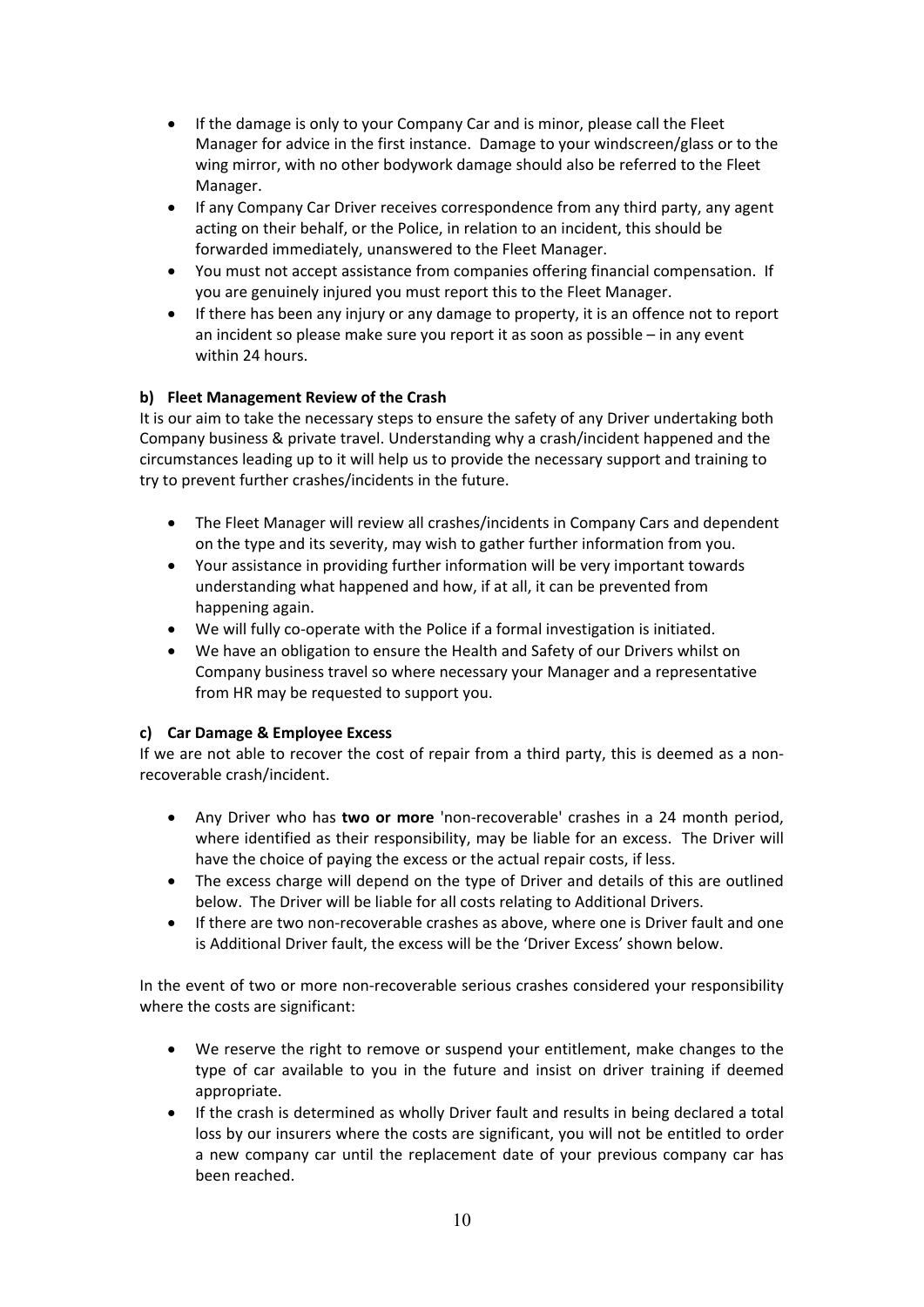- If the damage is only to your Company Car and is minor, please call the Fleet Manager for advice in the first instance. Damage to your windscreen/glass or to the wing mirror, with no other bodywork damage should also be referred to the Fleet Manager.
- If any Company Car Driver receives correspondence from any third party, any agent acting on their behalf, or the Police, in relation to an incident, this should be forwarded immediately, unanswered to the Fleet Manager.
- You must not accept assistance from companies offering financial compensation. If you are genuinely injured you must report this to the Fleet Manager.
- If there has been any injury or any damage to property, it is an offence not to report an incident so please make sure you report it as soon as possible – in any event within 24 hours.

**b) Fleet Management Review of the Crash**

It is our aim to take the necessary steps to ensure the safety of any Driver undertaking both Company business & private travel. Understanding why a crash/incident happened and the circumstances leading up to it will help us to provide the necessary support and training to try to prevent further crashes/incidents in the future.

- The Fleet Manager will review all crashes/incidents in Company Cars and dependent on the type and its severity, may wish to gather further information from you.
- Your assistance in providing further information will be very important towards understanding what happened and how, if at all, it can be prevented from happening again.
- We will fully co-operate with the Police if a formal investigation is initiated.
- We have an obligation to ensure the Health and Safety of our Drivers whilst on Company business travel so where necessary your Manager and a representative from HR may be requested to support you.

**c) Car Damage & Employee Excess**

If we are not able to recover the cost of repair from a third party, this is deemed as a non-recoverable crash/incident.

- Any Driver who has **two or more** 'non-recoverable' crashes in a 24 month period, where identified as their responsibility, may be liable for an excess. The Driver will have the choice of paying the excess or the actual repair costs, if less.
- The excess charge will depend on the type of Driver and details of this are outlined below. The Driver will be liable for all costs relating to Additional Drivers.
- If there are two non-recoverable crashes as above, where one is Driver fault and one is Additional Driver fault, the excess will be the 'Driver Excess' shown below.

In the event of two or more non-recoverable serious crashes considered your responsibility where the costs are significant:

- We reserve the right to remove or suspend your entitlement, make changes to the type of car available to you in the future and insist on driver training if deemed appropriate.
- If the crash is determined as wholly Driver fault and results in being declared a total loss by our insurers where the costs are significant, you will not be entitled to order a new company car until the replacement date of your previous company car has been reached.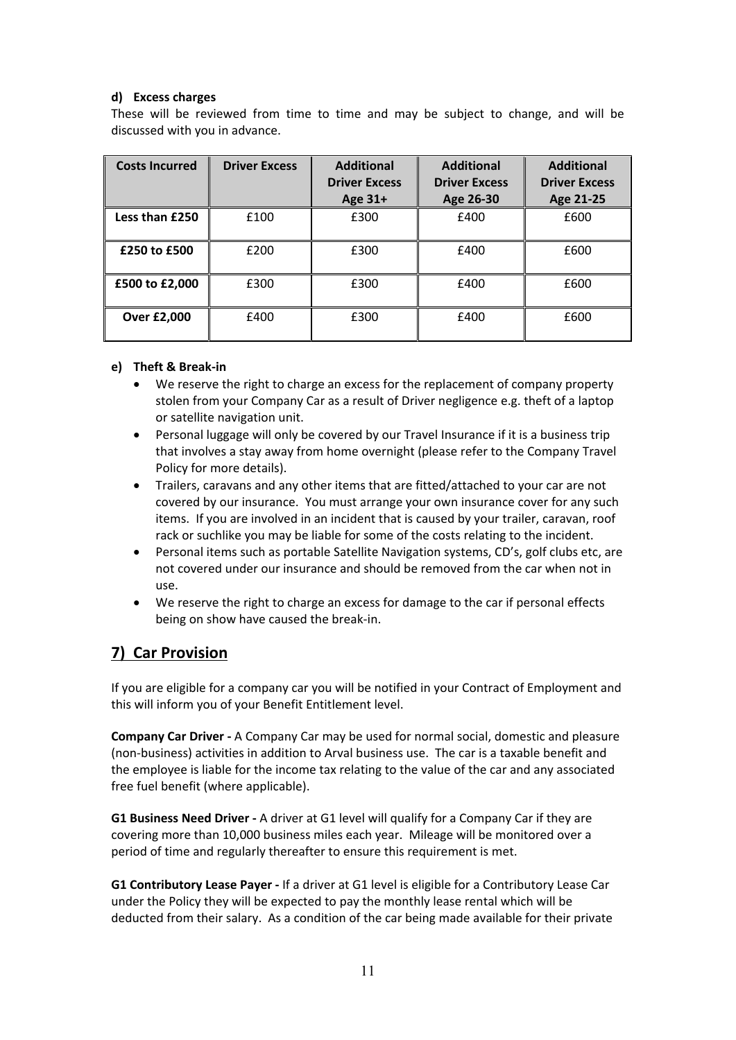#### d) Excess charges

These will be reviewed from time to time and may be subject to change, and will be discussed with you in advance.

| Costs Incurred | Driver Excess | Additional Driver Excess Age 31+ | Additional Driver Excess Age 26-30 | Additional Driver Excess Age 21-25 |
|---|---|---|---|---|
| **Less than £250** | £100 | £300 | £400 | £600 |
| **£250 to £500** | £200 | £300 | £400 | £600 |
| **£500 to £2,000** | £300 | £300 | £400 | £600 |
| **Over £2,000** | £400 | £300 | £400 | £600 |

#### e) Theft & Break-in

- We reserve the right to charge an excess for the replacement of company property stolen from your Company Car as a result of Driver negligence e.g. theft of a laptop or satellite navigation unit.
- Personal luggage will only be covered by our Travel Insurance if it is a business trip that involves a stay away from home overnight (please refer to the Company Travel Policy for more details).
- Trailers, caravans and any other items that are fitted/attached to your car are not covered by our insurance. You must arrange your own insurance cover for any such items. If you are involved in an incident that is caused by your trailer, caravan, roof rack or suchlike you may be liable for some of the costs relating to the incident.
- Personal items such as portable Satellite Navigation systems, CD's, golf clubs etc, are not covered under our insurance and should be removed from the car when not in use.
- We reserve the right to charge an excess for damage to the car if personal effects being on show have caused the break-in.

## 7) Car Provision

If you are eligible for a company car you will be notified in your Contract of Employment and this will inform you of your Benefit Entitlement level.

**Company Car Driver -** A Company Car may be used for normal social, domestic and pleasure (non-business) activities in addition to Arval business use. The car is a taxable benefit and the employee is liable for the income tax relating to the value of the car and any associated free fuel benefit (where applicable).

**G1 Business Need Driver -** A driver at G1 level will qualify for a Company Car if they are covering more than 10,000 business miles each year. Mileage will be monitored over a period of time and regularly thereafter to ensure this requirement is met.

**G1 Contributory Lease Payer -** If a driver at G1 level is eligible for a Contributory Lease Car under the Policy they will be expected to pay the monthly lease rental which will be deducted from their salary. As a condition of the car being made available for their private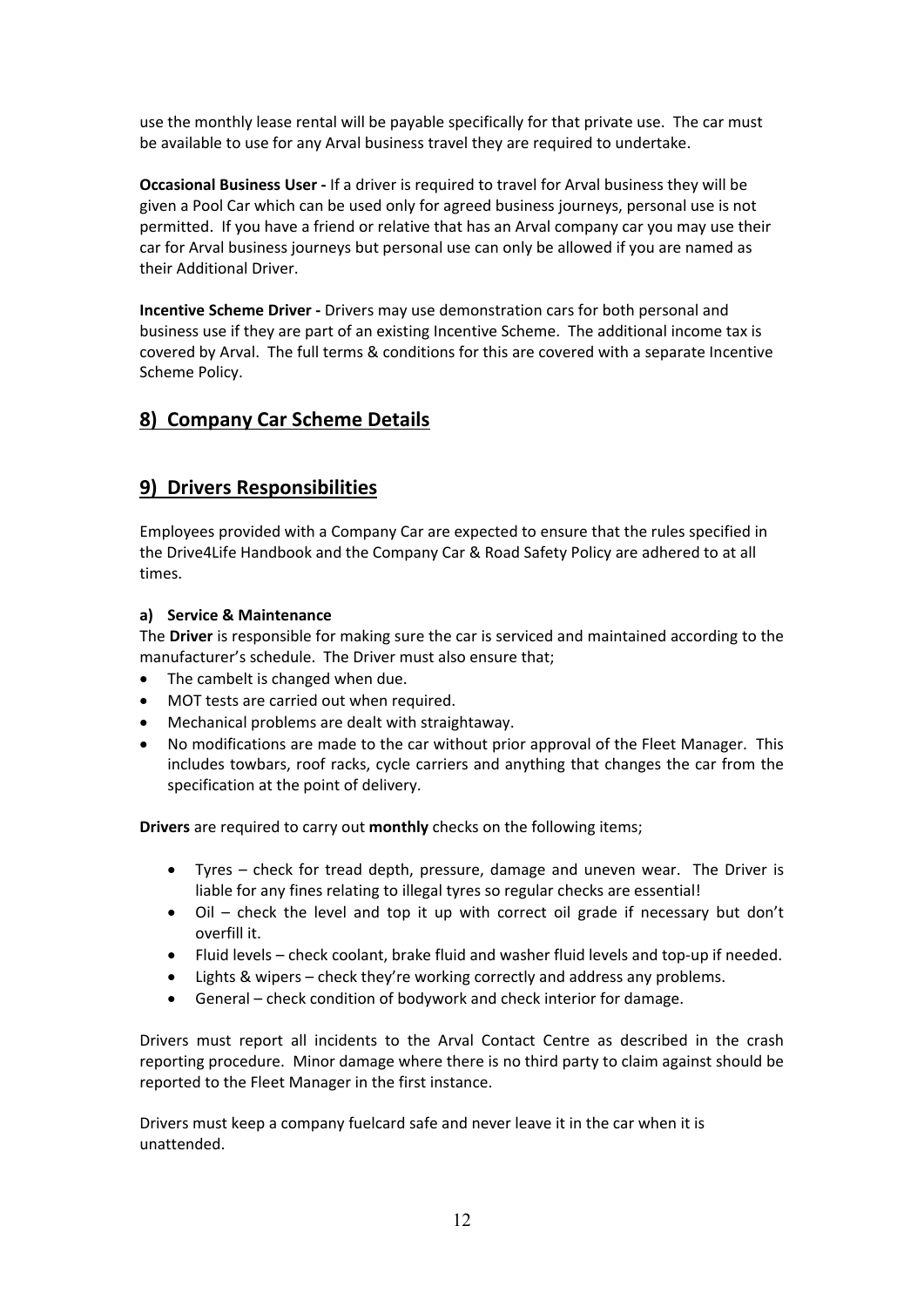use the monthly lease rental will be payable specifically for that private use. The car must be available to use for any Arval business travel they are required to undertake.

**Occasional Business User -** If a driver is required to travel for Arval business they will be given a Pool Car which can be used only for agreed business journeys, personal use is not permitted. If you have a friend or relative that has an Arval company car you may use their car for Arval business journeys but personal use can only be allowed if you are named as their Additional Driver.

**Incentive Scheme Driver -** Drivers may use demonstration cars for both personal and business use if they are part of an existing Incentive Scheme. The additional income tax is covered by Arval. The full terms & conditions for this are covered with a separate Incentive Scheme Policy.

## 8) Company Car Scheme Details

## 9) Drivers Responsibilities

Employees provided with a Company Car are expected to ensure that the rules specified in the Drive4Life Handbook and the Company Car & Road Safety Policy are adhered to at all times.

### a) Service & Maintenance

The **Driver** is responsible for making sure the car is serviced and maintained according to the manufacturer's schedule. The Driver must also ensure that;

- The cambelt is changed when due.
- MOT tests are carried out when required.
- Mechanical problems are dealt with straightaway.
- No modifications are made to the car without prior approval of the Fleet Manager. This includes towbars, roof racks, cycle carriers and anything that changes the car from the specification at the point of delivery.

**Drivers** are required to carry out **monthly** checks on the following items;

- Tyres – check for tread depth, pressure, damage and uneven wear. The Driver is liable for any fines relating to illegal tyres so regular checks are essential!
- Oil – check the level and top it up with correct oil grade if necessary but don't overfill it.
- Fluid levels – check coolant, brake fluid and washer fluid levels and top-up if needed.
- Lights & wipers – check they're working correctly and address any problems.
- General – check condition of bodywork and check interior for damage.

Drivers must report all incidents to the Arval Contact Centre as described in the crash reporting procedure. Minor damage where there is no third party to claim against should be reported to the Fleet Manager in the first instance.

Drivers must keep a company fuelcard safe and never leave it in the car when it is unattended.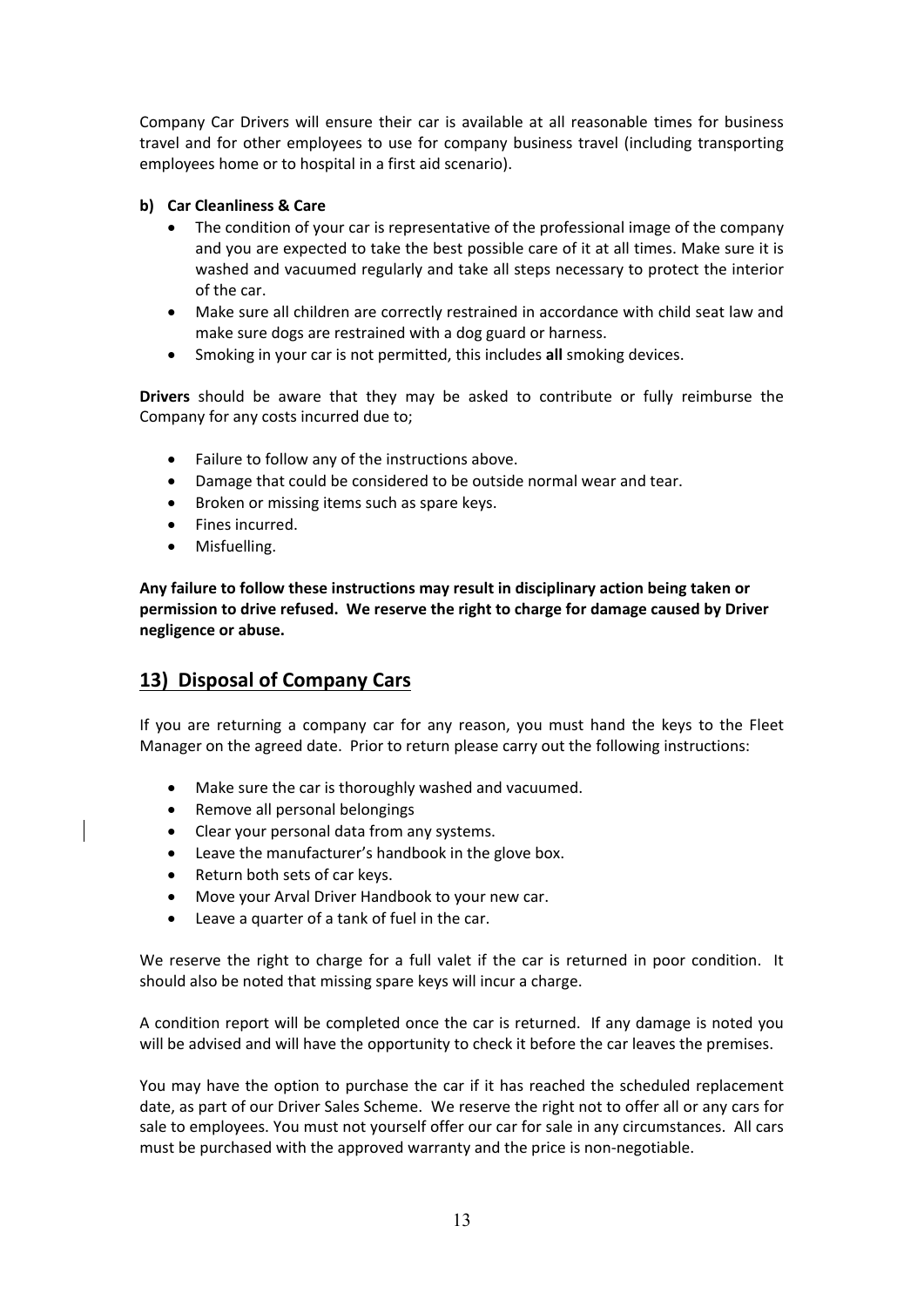Company Car Drivers will ensure their car is available at all reasonable times for business travel and for other employees to use for company business travel (including transporting employees home or to hospital in a first aid scenario).

**b) Car Cleanliness & Care**

- The condition of your car is representative of the professional image of the company and you are expected to take the best possible care of it at all times. Make sure it is washed and vacuumed regularly and take all steps necessary to protect the interior of the car.
- Make sure all children are correctly restrained in accordance with child seat law and make sure dogs are restrained with a dog guard or harness.
- Smoking in your car is not permitted, this includes **all** smoking devices.

**Drivers** should be aware that they may be asked to contribute or fully reimburse the Company for any costs incurred due to;

- Failure to follow any of the instructions above.
- Damage that could be considered to be outside normal wear and tear.
- Broken or missing items such as spare keys.
- Fines incurred.
- Misfuelling.

**Any failure to follow these instructions may result in disciplinary action being taken or permission to drive refused. We reserve the right to charge for damage caused by Driver negligence or abuse.**

## 13) Disposal of Company Cars

If you are returning a company car for any reason, you must hand the keys to the Fleet Manager on the agreed date. Prior to return please carry out the following instructions:

- Make sure the car is thoroughly washed and vacuumed.
- Remove all personal belongings
- Clear your personal data from any systems.
- Leave the manufacturer's handbook in the glove box.
- Return both sets of car keys.
- Move your Arval Driver Handbook to your new car.
- Leave a quarter of a tank of fuel in the car.

We reserve the right to charge for a full valet if the car is returned in poor condition. It should also be noted that missing spare keys will incur a charge.

A condition report will be completed once the car is returned. If any damage is noted you will be advised and will have the opportunity to check it before the car leaves the premises.

You may have the option to purchase the car if it has reached the scheduled replacement date, as part of our Driver Sales Scheme. We reserve the right not to offer all or any cars for sale to employees. You must not yourself offer our car for sale in any circumstances. All cars must be purchased with the approved warranty and the price is non-negotiable.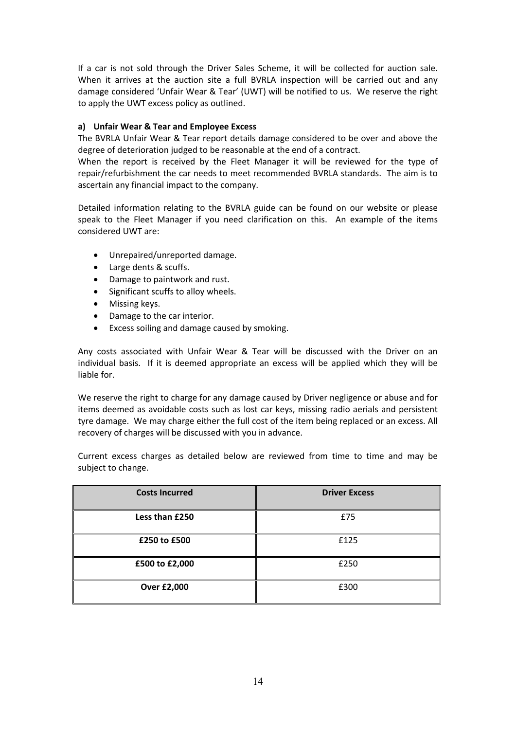If a car is not sold through the Driver Sales Scheme, it will be collected for auction sale. When it arrives at the auction site a full BVRLA inspection will be carried out and any damage considered 'Unfair Wear & Tear' (UWT) will be notified to us. We reserve the right to apply the UWT excess policy as outlined.

**a) Unfair Wear & Tear and Employee Excess**

The BVRLA Unfair Wear & Tear report details damage considered to be over and above the degree of deterioration judged to be reasonable at the end of a contract.

When the report is received by the Fleet Manager it will be reviewed for the type of repair/refurbishment the car needs to meet recommended BVRLA standards. The aim is to ascertain any financial impact to the company.

Detailed information relating to the BVRLA guide can be found on our website or please speak to the Fleet Manager if you need clarification on this. An example of the items considered UWT are:

- Unrepaired/unreported damage.
- Large dents & scuffs.
- Damage to paintwork and rust.
- Significant scuffs to alloy wheels.
- Missing keys.
- Damage to the car interior.
- Excess soiling and damage caused by smoking.

Any costs associated with Unfair Wear & Tear will be discussed with the Driver on an individual basis. If it is deemed appropriate an excess will be applied which they will be liable for.

We reserve the right to charge for any damage caused by Driver negligence or abuse and for items deemed as avoidable costs such as lost car keys, missing radio aerials and persistent tyre damage. We may charge either the full cost of the item being replaced or an excess. All recovery of charges will be discussed with you in advance.

Current excess charges as detailed below are reviewed from time to time and may be subject to change.

| Costs Incurred | Driver Excess |
|---|---|
| **Less than £250** | £75 |
| **£250 to £500** | £125 |
| **£500 to £2,000** | £250 |
| **Over £2,000** | £300 |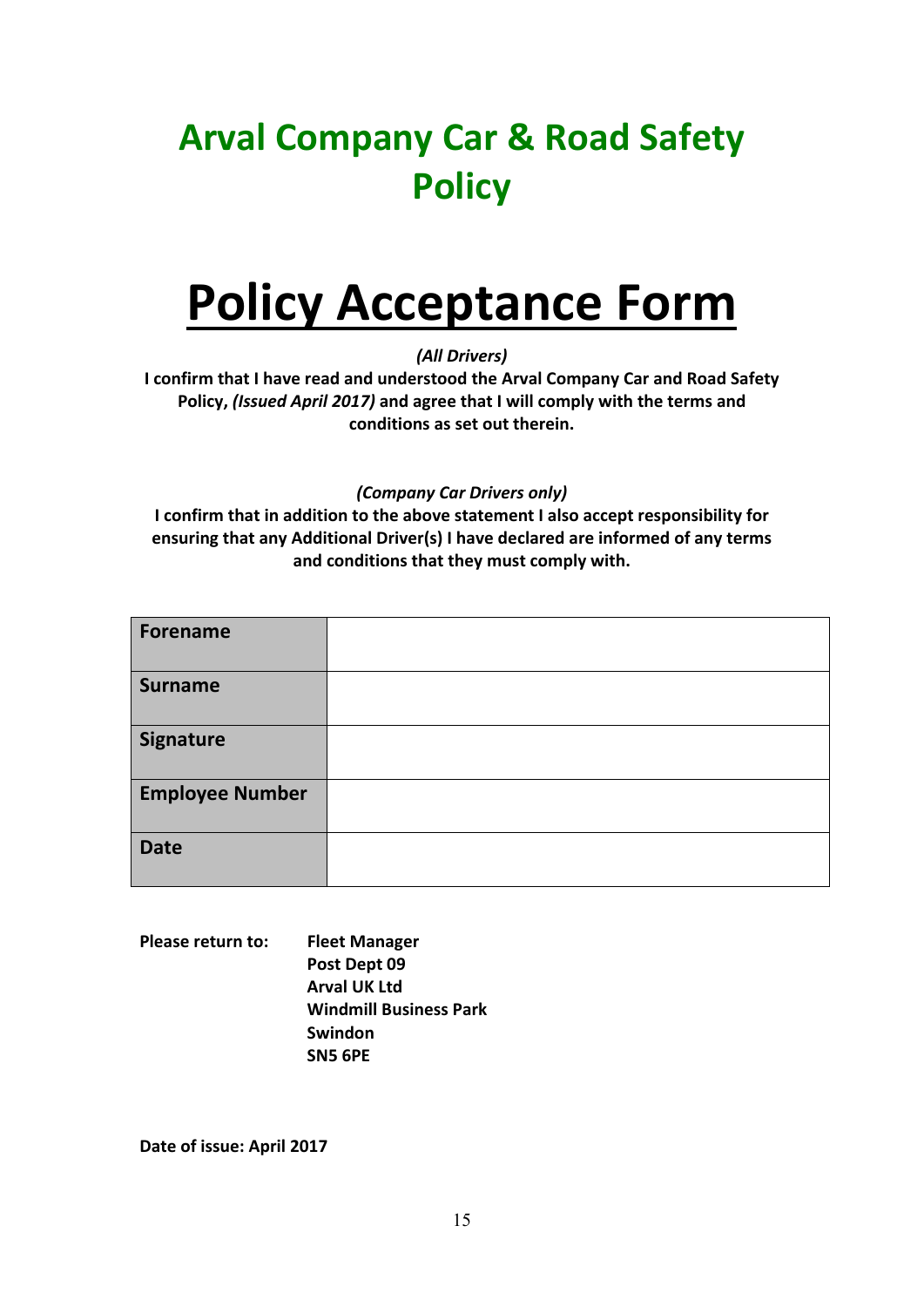# Arval Company Car & Road Safety Policy

# Policy Acceptance Form

*(All Drivers)*

**I confirm that I have read and understood the Arval Company Car and Road Safety Policy, *(Issued April 2017)* and agree that I will comply with the terms and conditions as set out therein.**

*(Company Car Drivers only)*

**I confirm that in addition to the above statement I also accept responsibility for ensuring that any Additional Driver(s) I have declared are informed of any terms and conditions that they must comply with.**

| | |
|---|---|
| **Forename** | |
| **Surname** | |
| **Signature** | |
| **Employee Number** | |
| **Date** | |

**Please return to:**

**Fleet Manager**
**Post Dept 09**
**Arval UK Ltd**
**Windmill Business Park**
**Swindon**
**SN5 6PE**

**Date of issue: April 2017**